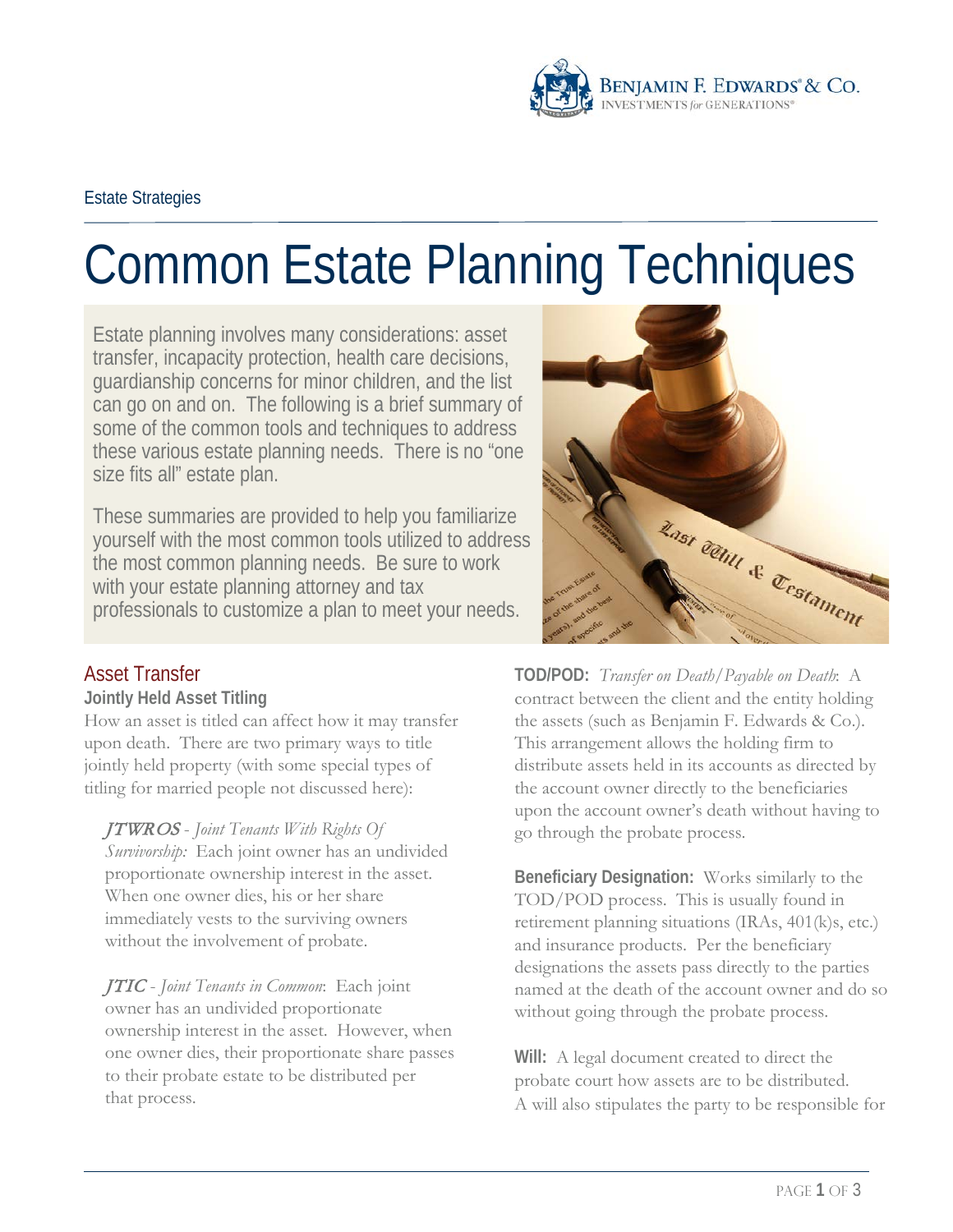Estate Strategies

# Common Estate Planning Techniques

Estate planning involves many considerations: asset transfer, incapacity protection, health care decisions, guardianship concerns for minor children, and the list can go on and on. The following is a brief summary of some of the common tools and techniques to address these various estate planning needs. There is no "one size fits all" estate plan.

These summaries are provided to help you familiarize yourself with the most common tools utilized to address the most common planning needs. Be sure to work with your estate planning attorney and tax professionals to customize a plan to meet your needs.

## Asset Transfer

### Jointly Held Asset Titling

How an asset is titled can affect how it may transfer upon death. There are two primary ways to title jointly held property (with some special types of titling for married people not discussed here):

***JTWROS*** - *Joint Tenants With Rights Of Survivorship:* Each joint owner has an undivided proportionate ownership interest in the asset. When one owner dies, his or her share immediately vests to the surviving owners without the involvement of probate.

***JTIC*** - *Joint Tenants in Common*: Each joint owner has an undivided proportionate ownership interest in the asset. However, when one owner dies, their proportionate share passes to their probate estate to be distributed per that process.

**TOD/POD:** *Transfer on Death/Payable on Death*: A contract between the client and the entity holding the assets (such as Benjamin F. Edwards & Co.). This arrangement allows the holding firm to distribute assets held in its accounts as directed by the account owner directly to the beneficiaries upon the account owner's death without having to go through the probate process.

**Beneficiary Designation:** Works similarly to the TOD/POD process. This is usually found in retirement planning situations (IRAs, 401(k)s, etc.) and insurance products. Per the beneficiary designations the assets pass directly to the parties named at the death of the account owner and do so without going through the probate process.

**Will:** A legal document created to direct the probate court how assets are to be distributed. A will also stipulates the party to be responsible for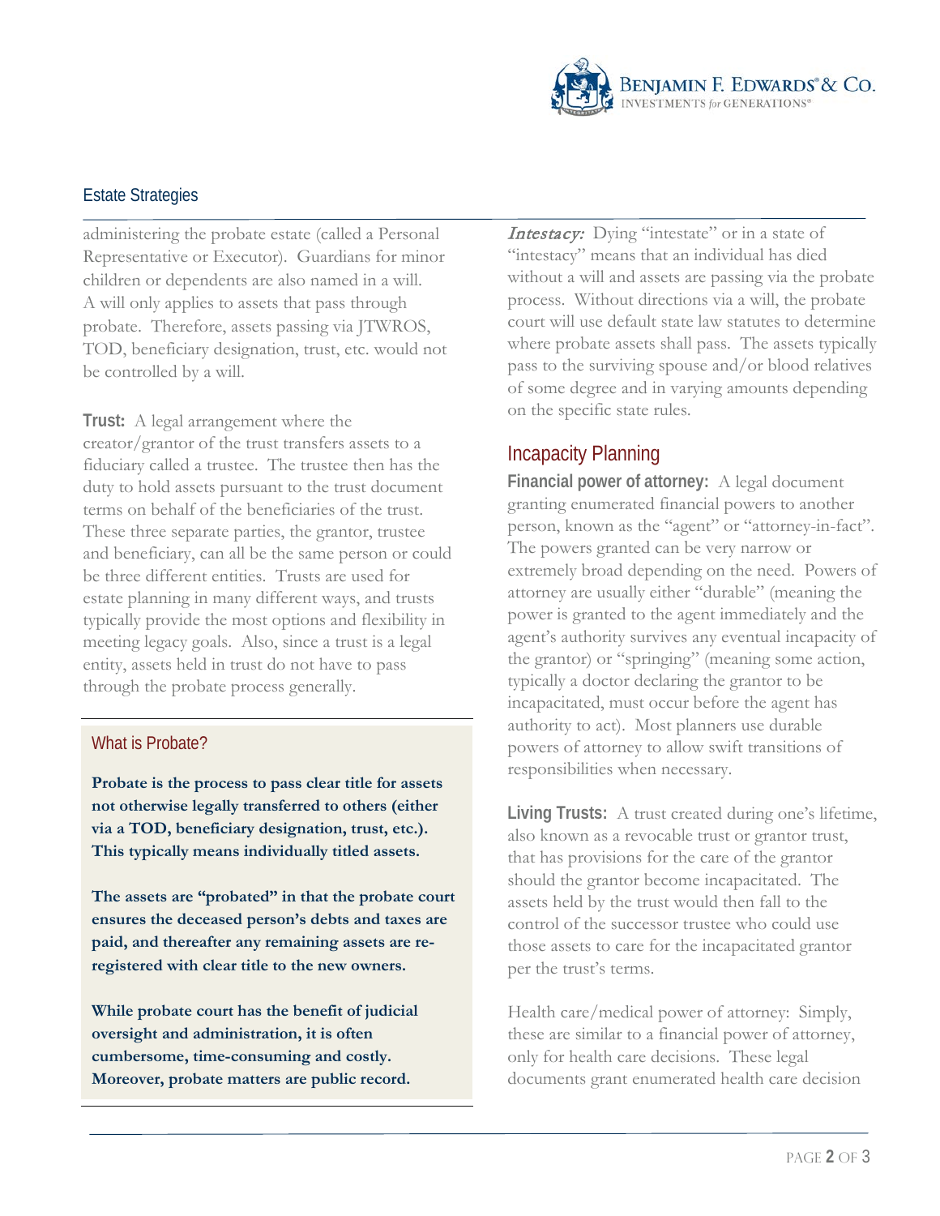administering the probate estate (called a Personal Representative or Executor). Guardians for minor children or dependents are also named in a will. A will only applies to assets that pass through probate. Therefore, assets passing via JTWROS, TOD, beneficiary designation, trust, etc. would not be controlled by a will.

**Trust:** A legal arrangement where the creator/grantor of the trust transfers assets to a fiduciary called a trustee. The trustee then has the duty to hold assets pursuant to the trust document terms on behalf of the beneficiaries of the trust. These three separate parties, the grantor, trustee and beneficiary, can all be the same person or could be three different entities. Trusts are used for estate planning in many different ways, and trusts typically provide the most options and flexibility in meeting legacy goals. Also, since a trust is a legal entity, assets held in trust do not have to pass through the probate process generally.

### What is Probate?

**Probate is the process to pass clear title for assets not otherwise legally transferred to others (either via a TOD, beneficiary designation, trust, etc.). This typically means individually titled assets.**

**The assets are "probated" in that the probate court ensures the deceased person's debts and taxes are paid, and thereafter any remaining assets are re-registered with clear title to the new owners.**

**While probate court has the benefit of judicial oversight and administration, it is often cumbersome, time-consuming and costly. Moreover, probate matters are public record.**

***Intestacy:*** Dying "intestate" or in a state of "intestacy" means that an individual has died without a will and assets are passing via the probate process. Without directions via a will, the probate court will use default state law statutes to determine where probate assets shall pass. The assets typically pass to the surviving spouse and/or blood relatives of some degree and in varying amounts depending on the specific state rules.

## Incapacity Planning

**Financial power of attorney:** A legal document granting enumerated financial powers to another person, known as the "agent" or "attorney-in-fact". The powers granted can be very narrow or extremely broad depending on the need. Powers of attorney are usually either "durable" (meaning the power is granted to the agent immediately and the agent's authority survives any eventual incapacity of the grantor) or "springing" (meaning some action, typically a doctor declaring the grantor to be incapacitated, must occur before the agent has authority to act). Most planners use durable powers of attorney to allow swift transitions of responsibilities when necessary.

**Living Trusts:** A trust created during one's lifetime, also known as a revocable trust or grantor trust, that has provisions for the care of the grantor should the grantor become incapacitated. The assets held by the trust would then fall to the control of the successor trustee who could use those assets to care for the incapacitated grantor per the trust's terms.

Health care/medical power of attorney: Simply, these are similar to a financial power of attorney, only for health care decisions. These legal documents grant enumerated health care decision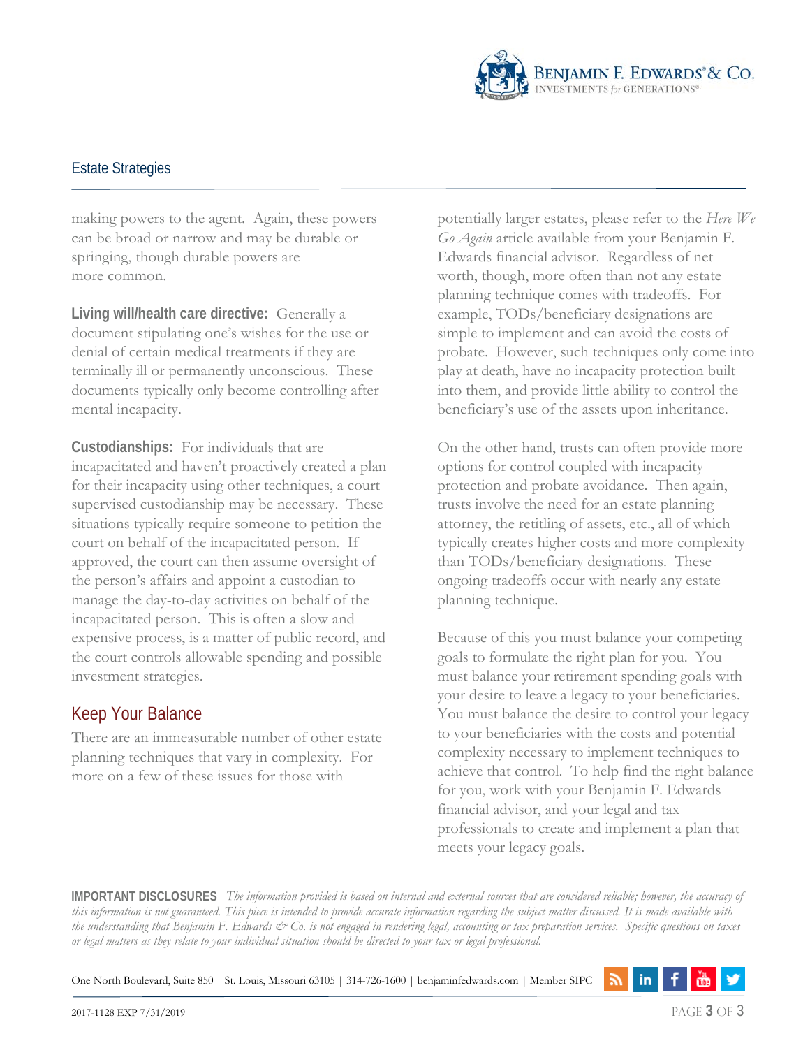making powers to the agent. Again, these powers can be broad or narrow and may be durable or springing, though durable powers are more common.

**Living will/health care directive:** Generally a document stipulating one's wishes for the use or denial of certain medical treatments if they are terminally ill or permanently unconscious. These documents typically only become controlling after mental incapacity.

**Custodianships:** For individuals that are incapacitated and haven't proactively created a plan for their incapacity using other techniques, a court supervised custodianship may be necessary. These situations typically require someone to petition the court on behalf of the incapacitated person. If approved, the court can then assume oversight of the person's affairs and appoint a custodian to manage the day-to-day activities on behalf of the incapacitated person. This is often a slow and expensive process, is a matter of public record, and the court controls allowable spending and possible investment strategies.

## Keep Your Balance

There are an immeasurable number of other estate planning techniques that vary in complexity. For more on a few of these issues for those with potentially larger estates, please refer to the *Here We Go Again* article available from your Benjamin F. Edwards financial advisor. Regardless of net worth, though, more often than not any estate planning technique comes with tradeoffs. For example, TODs/beneficiary designations are simple to implement and can avoid the costs of probate. However, such techniques only come into play at death, have no incapacity protection built into them, and provide little ability to control the beneficiary's use of the assets upon inheritance.

On the other hand, trusts can often provide more options for control coupled with incapacity protection and probate avoidance. Then again, trusts involve the need for an estate planning attorney, the retitling of assets, etc., all of which typically creates higher costs and more complexity than TODs/beneficiary designations. These ongoing tradeoffs occur with nearly any estate planning technique.

Because of this you must balance your competing goals to formulate the right plan for you. You must balance your retirement spending goals with your desire to leave a legacy to your beneficiaries. You must balance the desire to control your legacy to your beneficiaries with the costs and potential complexity necessary to implement techniques to achieve that control. To help find the right balance for you, work with your Benjamin F. Edwards financial advisor, and your legal and tax professionals to create and implement a plan that meets your legacy goals.

**IMPORTANT DISCLOSURES** *The information provided is based on internal and external sources that are considered reliable; however, the accuracy of this information is not guaranteed. This piece is intended to provide accurate information regarding the subject matter discussed. It is made available with the understanding that Benjamin F. Edwards & Co. is not engaged in rendering legal, accounting or tax preparation services. Specific questions on taxes or legal matters as they relate to your individual situation should be directed to your tax or legal professional.*

One North Boulevard, Suite 850 | St. Louis, Missouri 63105 | 314-726-1600 | benjaminfedwards.com | Member SIPC

2017-1128 EXP 7/31/2019